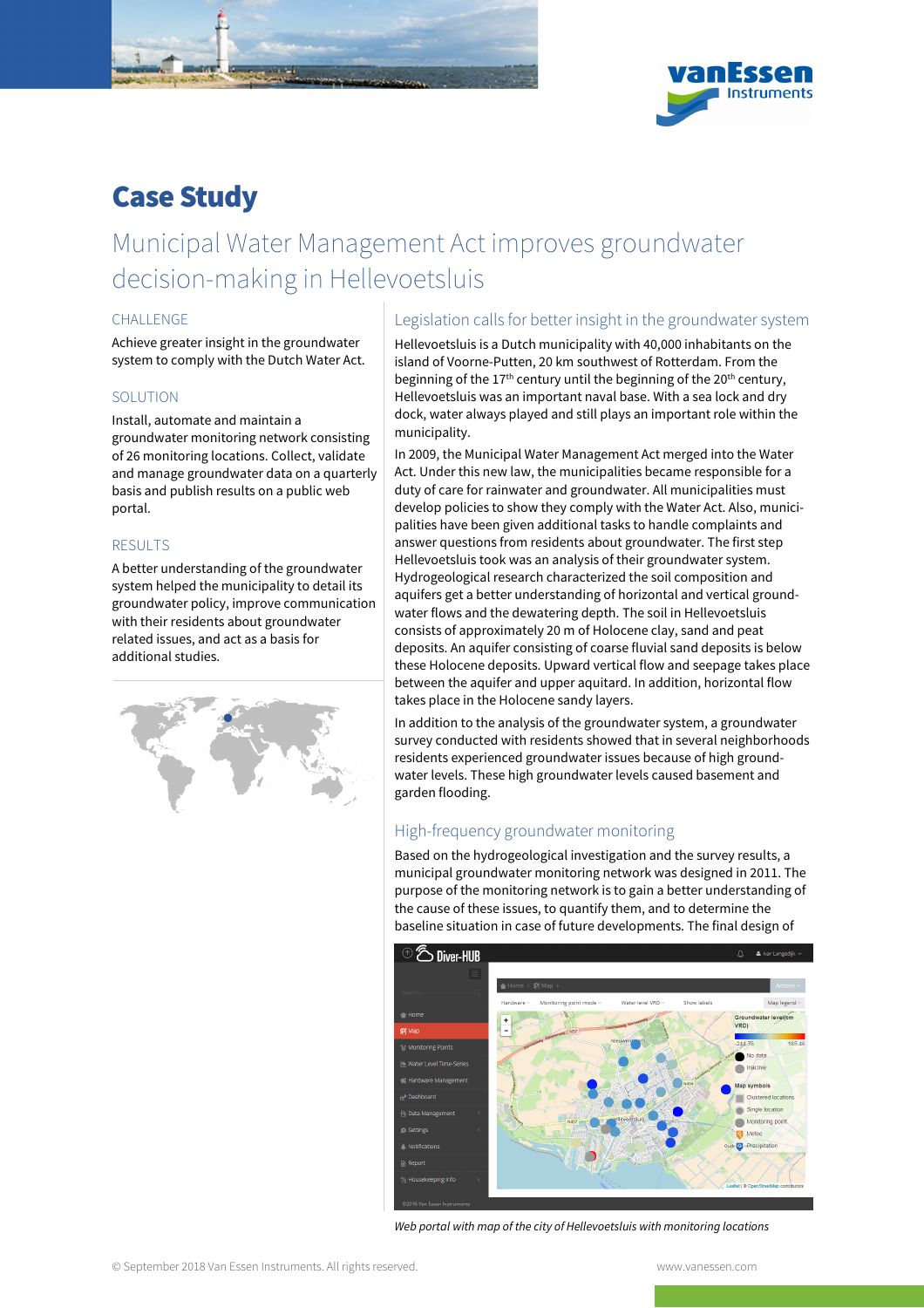# Case Study

## Municipal Water Management Act improves groundwater decision-making in Hellevoetsluis

### CHALLENGE

Achieve greater insight in the groundwater system to comply with the Dutch Water Act.

### SOLUTION

Install, automate and maintain a groundwater monitoring network consisting of 26 monitoring locations. Collect, validate and manage groundwater data on a quarterly basis and publish results on a public web portal.

### RESULTS

A better understanding of the groundwater system helped the municipality to detail its groundwater policy, improve communication with their residents about groundwater related issues, and act as a basis for additional studies.

### Legislation calls for better insight in the groundwater system

Hellevoetsluis is a Dutch municipality with 40,000 inhabitants on the island of Voorne-Putten, 20 km southwest of Rotterdam. From the beginning of the 17th century until the beginning of the 20th century, Hellevoetsluis was an important naval base. With a sea lock and dry dock, water always played and still plays an important role within the municipality.

In 2009, the Municipal Water Management Act merged into the Water Act. Under this new law, the municipalities became responsible for a duty of care for rainwater and groundwater. All municipalities must develop policies to show they comply with the Water Act. Also, municipalities have been given additional tasks to handle complaints and answer questions from residents about groundwater. The first step Hellevoetsluis took was an analysis of their groundwater system. Hydrogeological research characterized the soil composition and aquifers get a better understanding of horizontal and vertical groundwater flows and the dewatering depth. The soil in Hellevoetsluis consists of approximately 20 m of Holocene clay, sand and peat deposits. An aquifer consisting of coarse fluvial sand deposits is below these Holocene deposits. Upward vertical flow and seepage takes place between the aquifer and upper aquitard. In addition, horizontal flow takes place in the Holocene sandy layers.

In addition to the analysis of the groundwater system, a groundwater survey conducted with residents showed that in several neighborhoods residents experienced groundwater issues because of high groundwater levels. These high groundwater levels caused basement and garden flooding.

### High-frequency groundwater monitoring

Based on the hydrogeological investigation and the survey results, a municipal groundwater monitoring network was designed in 2011. The purpose of the monitoring network is to gain a better understanding of the cause of these issues, to quantify them, and to determine the baseline situation in case of future developments. The final design of

*Web portal with map of the city of Hellevoetsluis with monitoring locations*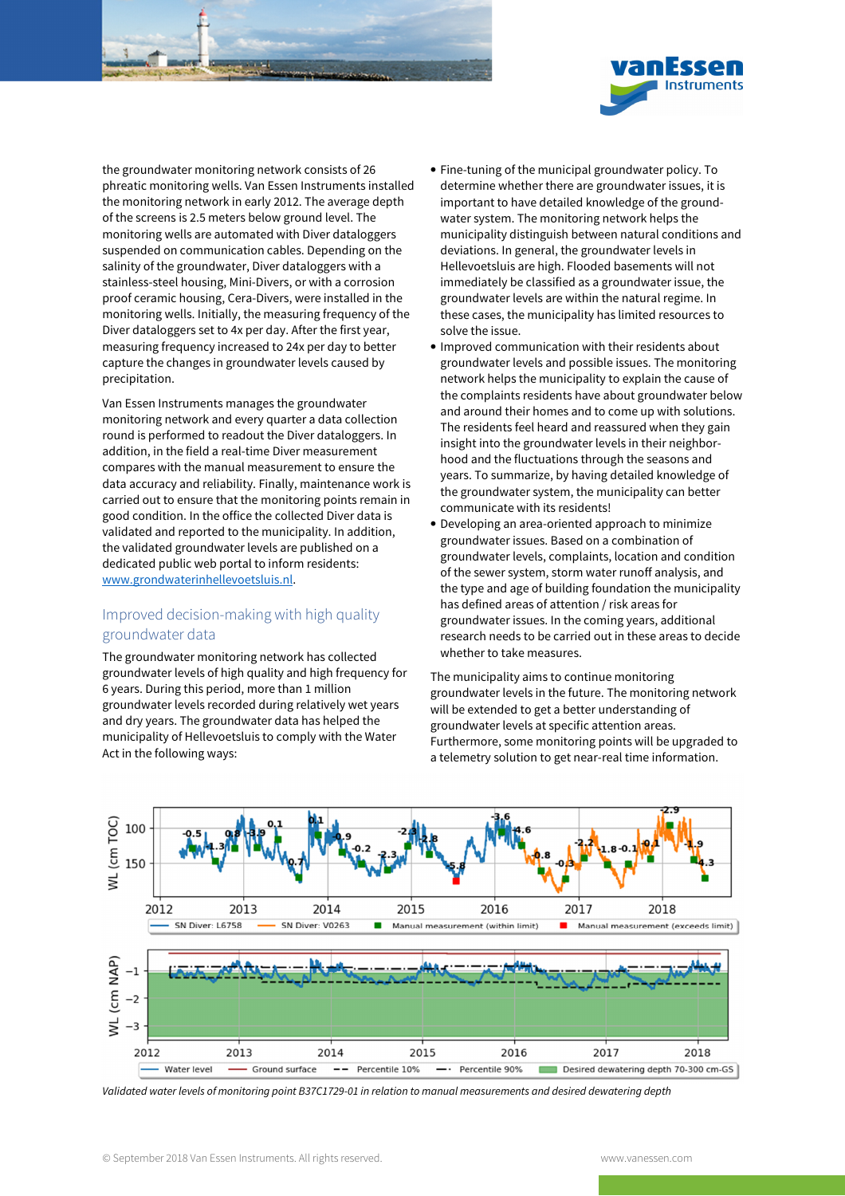the groundwater monitoring network consists of 26 phreatic monitoring wells. Van Essen Instruments installed the monitoring network in early 2012. The average depth of the screens is 2.5 meters below ground level. The monitoring wells are automated with Diver dataloggers suspended on communication cables. Depending on the salinity of the groundwater, Diver dataloggers with a stainless-steel housing, Mini-Divers, or with a corrosion proof ceramic housing, Cera-Divers, were installed in the monitoring wells. Initially, the measuring frequency of the Diver dataloggers set to 4x per day. After the first year, measuring frequency increased to 24x per day to better capture the changes in groundwater levels caused by precipitation.

Van Essen Instruments manages the groundwater monitoring network and every quarter a data collection round is performed to readout the Diver dataloggers. In addition, in the field a real-time Diver measurement compares with the manual measurement to ensure the data accuracy and reliability. Finally, maintenance work is carried out to ensure that the monitoring points remain in good condition. In the office the collected Diver data is validated and reported to the municipality. In addition, the validated groundwater levels are published on a dedicated public web portal to inform residents: [www.grondwaterinhellevoetsluis.nl](www.grondwaterinhellevoetsluis.nl).

## Improved decision-making with high quality groundwater data

The groundwater monitoring network has collected groundwater levels of high quality and high frequency for 6 years. During this period, more than 1 million groundwater levels recorded during relatively wet years and dry years. The groundwater data has helped the municipality of Hellevoetsluis to comply with the Water Act in the following ways:

- Fine-tuning of the municipal groundwater policy. To determine whether there are groundwater issues, it is important to have detailed knowledge of the groundwater system. The monitoring network helps the municipality distinguish between natural conditions and deviations. In general, the groundwater levels in Hellevoetsluis are high. Flooded basements will not immediately be classified as a groundwater issue, the groundwater levels are within the natural regime. In these cases, the municipality has limited resources to solve the issue.
- Improved communication with their residents about groundwater levels and possible issues. The monitoring network helps the municipality to explain the cause of the complaints residents have about groundwater below and around their homes and to come up with solutions. The residents feel heard and reassured when they gain insight into the groundwater levels in their neighborhood and the fluctuations through the seasons and years. To summarize, by having detailed knowledge of the groundwater system, the municipality can better communicate with its residents!
- Developing an area-oriented approach to minimize groundwater issues. Based on a combination of groundwater levels, complaints, location and condition of the sewer system, storm water runoff analysis, and the type and age of building foundation the municipality has defined areas of attention / risk areas for groundwater issues. In the coming years, additional research needs to be carried out in these areas to decide whether to take measures.

The municipality aims to continue monitoring groundwater levels in the future. The monitoring network will be extended to get a better understanding of groundwater levels at specific attention areas. Furthermore, some monitoring points will be upgraded to a telemetry solution to get near-real time information.

WL (cm TOC)
100
150
2012 2013 2014 2015 2016 2017 2018
-0.5 -1.3 0.8 -3.9 0.1 -0.7 0.1 -0.9 -0.2 -2.3 -2.3 -2.8 -5.8 -3.6 -4.6 -0.8 -0.3 -2.2 -1.8 -0.1 -0.1 -2.9 -1.9 -4.3
SN Diver: L6758 — SN Diver: V0263 — Manual measurement (within limit) — Manual measurement (exceeds limit)

WL (cm NAP)
−1
−2
−3
2012 2013 2014 2015 2016 2017 2018
Water level — Ground surface — Percentile 10% — Percentile 90% — Desired dewatering depth 70-300 cm-GS

*Validated water levels of monitoring point B37C1729-01 in relation to manual measurements and desired dewatering depth*